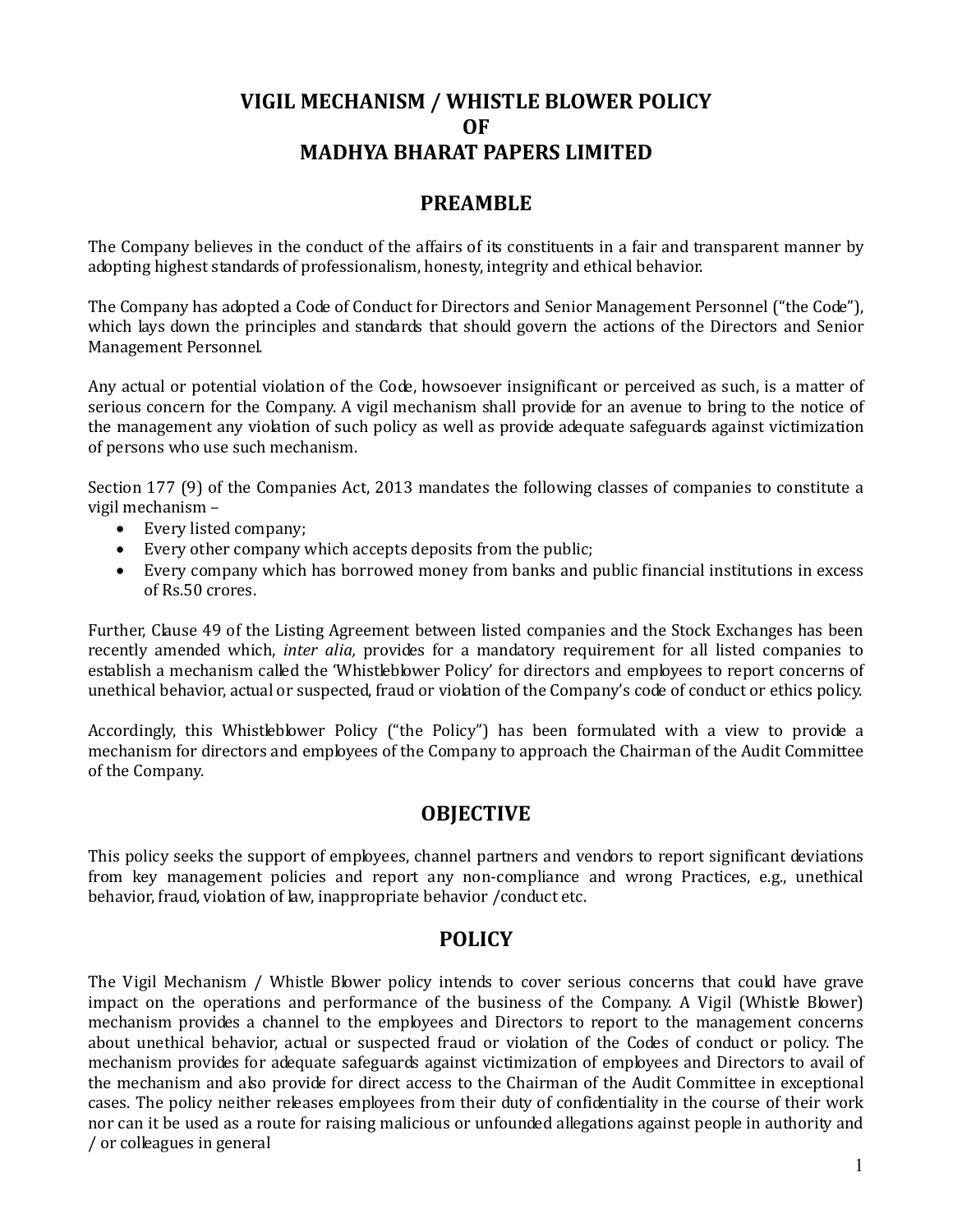# VIGIL MECHANISM / WHISTLE BLOWER POLICY
# OF
# MADHYA BHARAT PAPERS LIMITED

## PREAMBLE

The Company believes in the conduct of the affairs of its constituents in a fair and transparent manner by adopting highest standards of professionalism, honesty, integrity and ethical behavior.

The Company has adopted a Code of Conduct for Directors and Senior Management Personnel ("the Code"), which lays down the principles and standards that should govern the actions of the Directors and Senior Management Personnel.

Any actual or potential violation of the Code, howsoever insignificant or perceived as such, is a matter of serious concern for the Company. A vigil mechanism shall provide for an avenue to bring to the notice of the management any violation of such policy as well as provide adequate safeguards against victimization of persons who use such mechanism.

Section 177 (9) of the Companies Act, 2013 mandates the following classes of companies to constitute a vigil mechanism –

- Every listed company;
- Every other company which accepts deposits from the public;
- Every company which has borrowed money from banks and public financial institutions in excess of Rs.50 crores.

Further, Clause 49 of the Listing Agreement between listed companies and the Stock Exchanges has been recently amended which, *inter alia,* provides for a mandatory requirement for all listed companies to establish a mechanism called the 'Whistleblower Policy' for directors and employees to report concerns of unethical behavior, actual or suspected, fraud or violation of the Company's code of conduct or ethics policy.

Accordingly, this Whistleblower Policy ("the Policy") has been formulated with a view to provide a mechanism for directors and employees of the Company to approach the Chairman of the Audit Committee of the Company.

## OBJECTIVE

This policy seeks the support of employees, channel partners and vendors to report significant deviations from key management policies and report any non-compliance and wrong Practices, e.g., unethical behavior, fraud, violation of law, inappropriate behavior /conduct etc.

## POLICY

The Vigil Mechanism / Whistle Blower policy intends to cover serious concerns that could have grave impact on the operations and performance of the business of the Company. A Vigil (Whistle Blower) mechanism provides a channel to the employees and Directors to report to the management concerns about unethical behavior, actual or suspected fraud or violation of the Codes of conduct or policy. The mechanism provides for adequate safeguards against victimization of employees and Directors to avail of the mechanism and also provide for direct access to the Chairman of the Audit Committee in exceptional cases. The policy neither releases employees from their duty of confidentiality in the course of their work nor can it be used as a route for raising malicious or unfounded allegations against people in authority and / or colleagues in general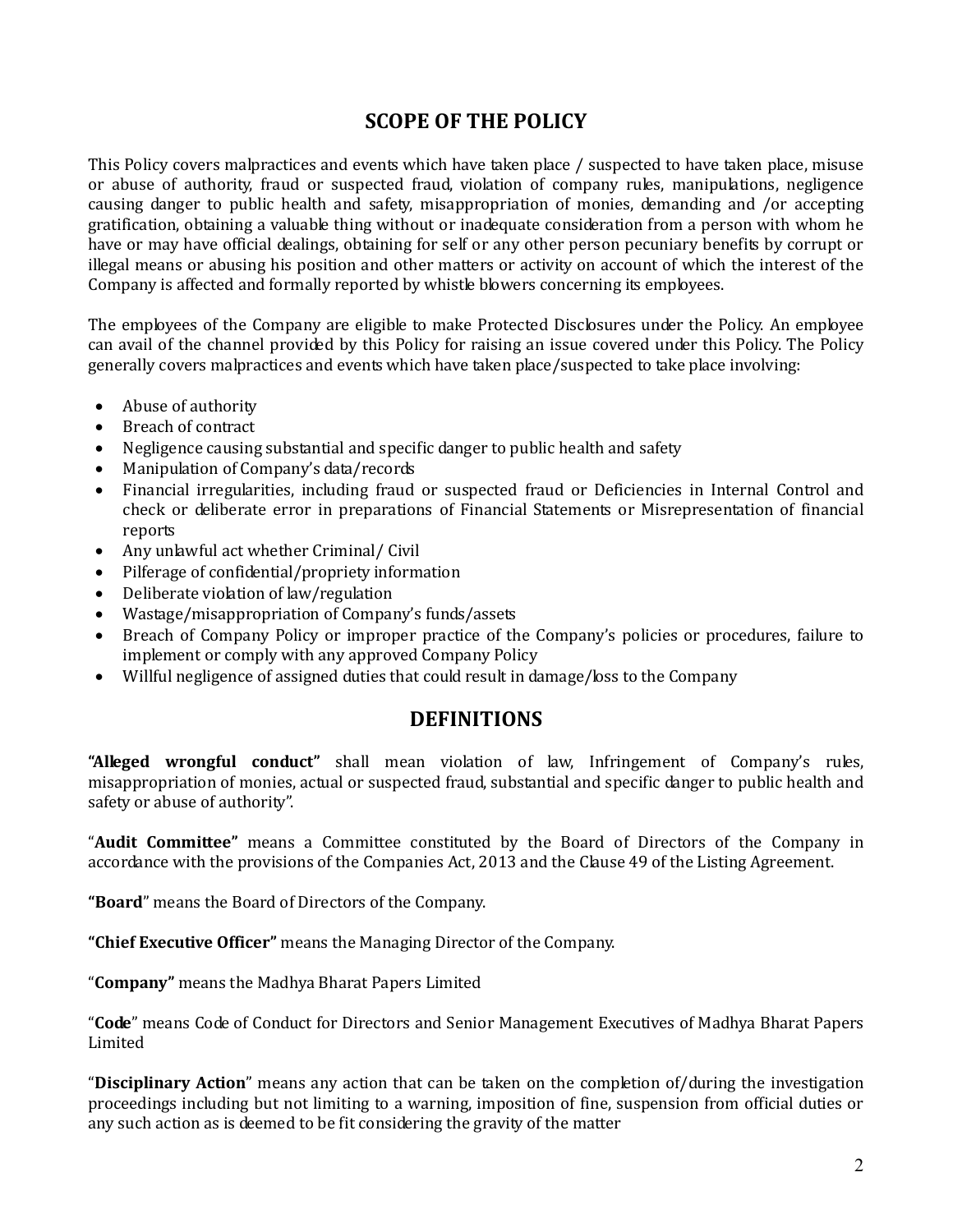## SCOPE OF THE POLICY

This Policy covers malpractices and events which have taken place / suspected to have taken place, misuse or abuse of authority, fraud or suspected fraud, violation of company rules, manipulations, negligence causing danger to public health and safety, misappropriation of monies, demanding and /or accepting gratification, obtaining a valuable thing without or inadequate consideration from a person with whom he have or may have official dealings, obtaining for self or any other person pecuniary benefits by corrupt or illegal means or abusing his position and other matters or activity on account of which the interest of the Company is affected and formally reported by whistle blowers concerning its employees.

The employees of the Company are eligible to make Protected Disclosures under the Policy. An employee can avail of the channel provided by this Policy for raising an issue covered under this Policy. The Policy generally covers malpractices and events which have taken place/suspected to take place involving:

- Abuse of authority
- Breach of contract
- Negligence causing substantial and specific danger to public health and safety
- Manipulation of Company's data/records
- Financial irregularities, including fraud or suspected fraud or Deficiencies in Internal Control and check or deliberate error in preparations of Financial Statements or Misrepresentation of financial reports
- Any unlawful act whether Criminal/ Civil
- Pilferage of confidential/propriety information
- Deliberate violation of law/regulation
- Wastage/misappropriation of Company's funds/assets
- Breach of Company Policy or improper practice of the Company's policies or procedures, failure to implement or comply with any approved Company Policy
- Willful negligence of assigned duties that could result in damage/loss to the Company

## DEFINITIONS

**"Alleged wrongful conduct"** shall mean violation of law, Infringement of Company's rules, misappropriation of monies, actual or suspected fraud, substantial and specific danger to public health and safety or abuse of authority".

"**Audit Committee"** means a Committee constituted by the Board of Directors of the Company in accordance with the provisions of the Companies Act, 2013 and the Clause 49 of the Listing Agreement.

**"Board**" means the Board of Directors of the Company.

**"Chief Executive Officer"** means the Managing Director of the Company.

"**Company"** means the Madhya Bharat Papers Limited

"**Code**" means Code of Conduct for Directors and Senior Management Executives of Madhya Bharat Papers Limited

"**Disciplinary Action**" means any action that can be taken on the completion of/during the investigation proceedings including but not limiting to a warning, imposition of fine, suspension from official duties or any such action as is deemed to be fit considering the gravity of the matter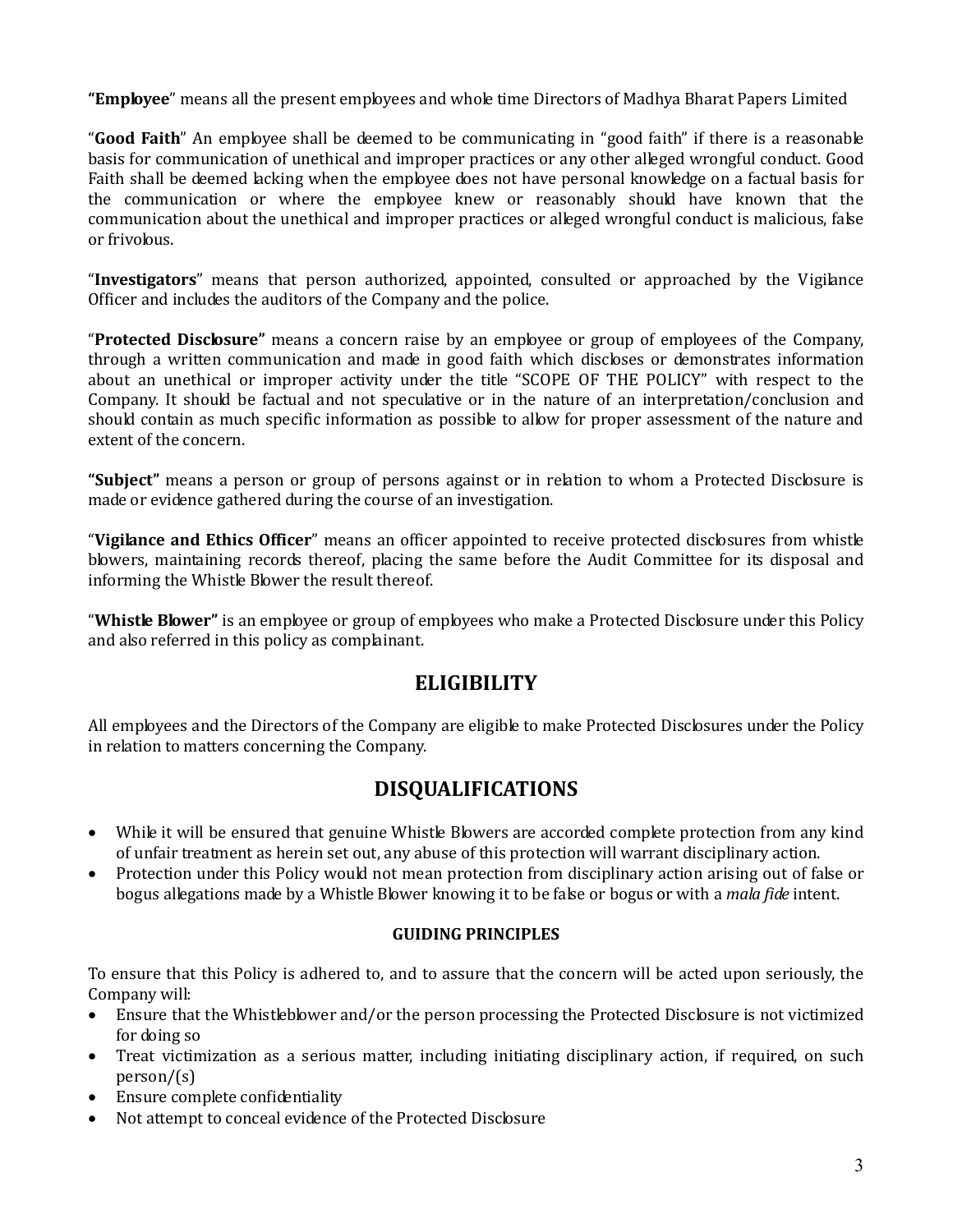**"Employee"** means all the present employees and whole time Directors of Madhya Bharat Papers Limited

"**Good Faith**" An employee shall be deemed to be communicating in "good faith" if there is a reasonable basis for communication of unethical and improper practices or any other alleged wrongful conduct. Good Faith shall be deemed lacking when the employee does not have personal knowledge on a factual basis for the communication or where the employee knew or reasonably should have known that the communication about the unethical and improper practices or alleged wrongful conduct is malicious, false or frivolous.

"**Investigators**" means that person authorized, appointed, consulted or approached by the Vigilance Officer and includes the auditors of the Company and the police.

"**Protected Disclosure"** means a concern raise by an employee or group of employees of the Company, through a written communication and made in good faith which discloses or demonstrates information about an unethical or improper activity under the title "SCOPE OF THE POLICY" with respect to the Company. It should be factual and not speculative or in the nature of an interpretation/conclusion and should contain as much specific information as possible to allow for proper assessment of the nature and extent of the concern.

**"Subject"** means a person or group of persons against or in relation to whom a Protected Disclosure is made or evidence gathered during the course of an investigation.

"**Vigilance and Ethics Officer**" means an officer appointed to receive protected disclosures from whistle blowers, maintaining records thereof, placing the same before the Audit Committee for its disposal and informing the Whistle Blower the result thereof.

"**Whistle Blower"** is an employee or group of employees who make a Protected Disclosure under this Policy and also referred in this policy as complainant.

## ELIGIBILITY

All employees and the Directors of the Company are eligible to make Protected Disclosures under the Policy in relation to matters concerning the Company.

## DISQUALIFICATIONS

- While it will be ensured that genuine Whistle Blowers are accorded complete protection from any kind of unfair treatment as herein set out, any abuse of this protection will warrant disciplinary action.
- Protection under this Policy would not mean protection from disciplinary action arising out of false or bogus allegations made by a Whistle Blower knowing it to be false or bogus or with a *mala fide* intent.

### GUIDING PRINCIPLES

To ensure that this Policy is adhered to, and to assure that the concern will be acted upon seriously, the Company will:

- Ensure that the Whistleblower and/or the person processing the Protected Disclosure is not victimized for doing so
- Treat victimization as a serious matter, including initiating disciplinary action, if required, on such person/(s)
- Ensure complete confidentiality
- Not attempt to conceal evidence of the Protected Disclosure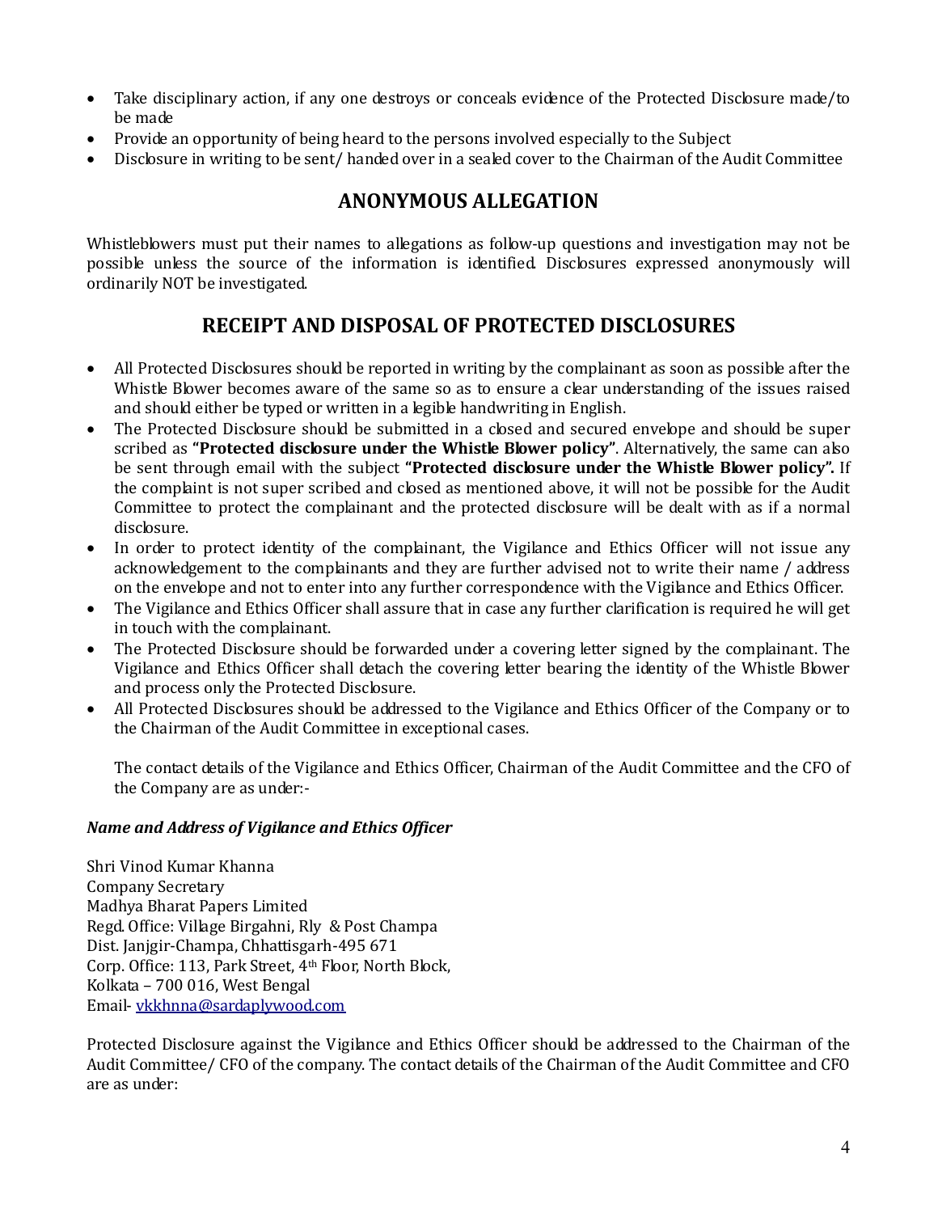- Take disciplinary action, if any one destroys or conceals evidence of the Protected Disclosure made/to be made
- Provide an opportunity of being heard to the persons involved especially to the Subject
- Disclosure in writing to be sent/ handed over in a sealed cover to the Chairman of the Audit Committee

## ANONYMOUS ALLEGATION

Whistleblowers must put their names to allegations as follow-up questions and investigation may not be possible unless the source of the information is identified. Disclosures expressed anonymously will ordinarily NOT be investigated.

## RECEIPT AND DISPOSAL OF PROTECTED DISCLOSURES

- All Protected Disclosures should be reported in writing by the complainant as soon as possible after the Whistle Blower becomes aware of the same so as to ensure a clear understanding of the issues raised and should either be typed or written in a legible handwriting in English.
- The Protected Disclosure should be submitted in a closed and secured envelope and should be super scribed as **"Protected disclosure under the Whistle Blower policy"**. Alternatively, the same can also be sent through email with the subject **"Protected disclosure under the Whistle Blower policy".** If the complaint is not super scribed and closed as mentioned above, it will not be possible for the Audit Committee to protect the complainant and the protected disclosure will be dealt with as if a normal disclosure.
- In order to protect identity of the complainant, the Vigilance and Ethics Officer will not issue any acknowledgement to the complainants and they are further advised not to write their name / address on the envelope and not to enter into any further correspondence with the Vigilance and Ethics Officer.
- The Vigilance and Ethics Officer shall assure that in case any further clarification is required he will get in touch with the complainant.
- The Protected Disclosure should be forwarded under a covering letter signed by the complainant. The Vigilance and Ethics Officer shall detach the covering letter bearing the identity of the Whistle Blower and process only the Protected Disclosure.
- All Protected Disclosures should be addressed to the Vigilance and Ethics Officer of the Company or to the Chairman of the Audit Committee in exceptional cases.

  The contact details of the Vigilance and Ethics Officer, Chairman of the Audit Committee and the CFO of the Company are as under:-

***Name and Address of Vigilance and Ethics Officer***

Shri Vinod Kumar Khanna
Company Secretary
Madhya Bharat Papers Limited
Regd. Office: Village Birgahni, Rly & Post Champa
Dist. Janjgir-Champa, Chhattisgarh-495 671
Corp. Office: 113, Park Street, 4th Floor, North Block,
Kolkata – 700 016, West Bengal
Email- vkkhnna@sardaplywood.com

Protected Disclosure against the Vigilance and Ethics Officer should be addressed to the Chairman of the Audit Committee/ CFO of the company. The contact details of the Chairman of the Audit Committee and CFO are as under: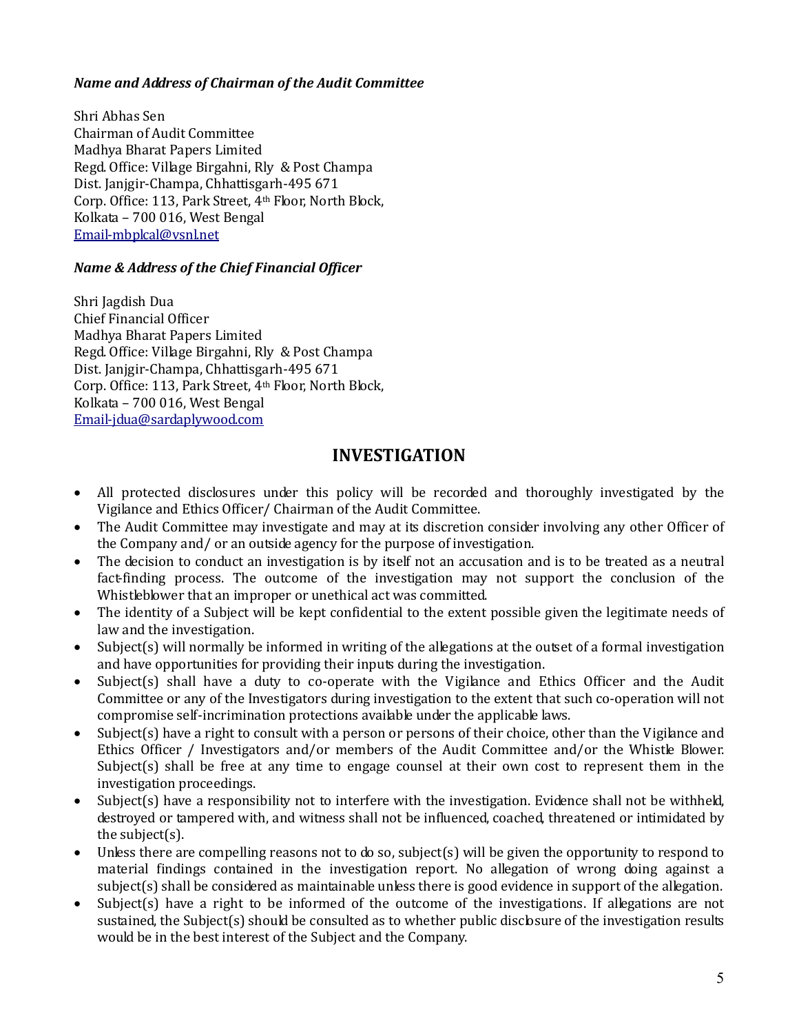***Name and Address of Chairman of the Audit Committee***

Shri Abhas Sen  
Chairman of Audit Committee  
Madhya Bharat Papers Limited  
Regd. Office: Village Birgahni, Rly & Post Champa  
Dist. Janjgir-Champa, Chhattisgarh-495 671  
Corp. Office: 113, Park Street, 4th Floor, North Block,  
Kolkata – 700 016, West Bengal  
Email-mbplcal@vsnl.net

***Name & Address of the Chief Financial Officer***

Shri Jagdish Dua  
Chief Financial Officer  
Madhya Bharat Papers Limited  
Regd. Office: Village Birgahni, Rly & Post Champa  
Dist. Janjgir-Champa, Chhattisgarh-495 671  
Corp. Office: 113, Park Street, 4th Floor, North Block,  
Kolkata – 700 016, West Bengal  
Email-jdua@sardaplywood.com

## INVESTIGATION

- All protected disclosures under this policy will be recorded and thoroughly investigated by the Vigilance and Ethics Officer/ Chairman of the Audit Committee.
- The Audit Committee may investigate and may at its discretion consider involving any other Officer of the Company and/ or an outside agency for the purpose of investigation.
- The decision to conduct an investigation is by itself not an accusation and is to be treated as a neutral fact-finding process. The outcome of the investigation may not support the conclusion of the Whistleblower that an improper or unethical act was committed.
- The identity of a Subject will be kept confidential to the extent possible given the legitimate needs of law and the investigation.
- Subject(s) will normally be informed in writing of the allegations at the outset of a formal investigation and have opportunities for providing their inputs during the investigation.
- Subject(s) shall have a duty to co-operate with the Vigilance and Ethics Officer and the Audit Committee or any of the Investigators during investigation to the extent that such co-operation will not compromise self-incrimination protections available under the applicable laws.
- Subject(s) have a right to consult with a person or persons of their choice, other than the Vigilance and Ethics Officer / Investigators and/or members of the Audit Committee and/or the Whistle Blower. Subject(s) shall be free at any time to engage counsel at their own cost to represent them in the investigation proceedings.
- Subject(s) have a responsibility not to interfere with the investigation. Evidence shall not be withheld, destroyed or tampered with, and witness shall not be influenced, coached, threatened or intimidated by the subject(s).
- Unless there are compelling reasons not to do so, subject(s) will be given the opportunity to respond to material findings contained in the investigation report. No allegation of wrong doing against a subject(s) shall be considered as maintainable unless there is good evidence in support of the allegation.
- Subject(s) have a right to be informed of the outcome of the investigations. If allegations are not sustained, the Subject(s) should be consulted as to whether public disclosure of the investigation results would be in the best interest of the Subject and the Company.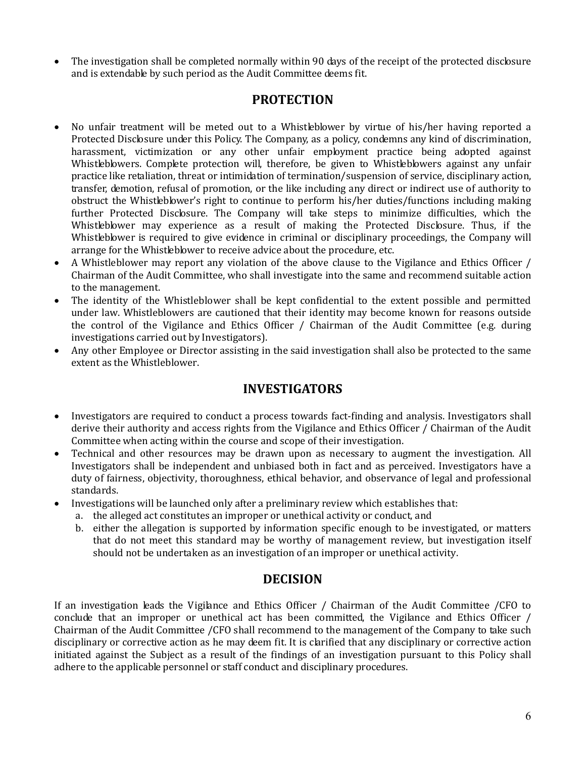- The investigation shall be completed normally within 90 days of the receipt of the protected disclosure and is extendable by such period as the Audit Committee deems fit.

## PROTECTION

- No unfair treatment will be meted out to a Whistleblower by virtue of his/her having reported a Protected Disclosure under this Policy. The Company, as a policy, condemns any kind of discrimination, harassment, victimization or any other unfair employment practice being adopted against Whistleblowers. Complete protection will, therefore, be given to Whistleblowers against any unfair practice like retaliation, threat or intimidation of termination/suspension of service, disciplinary action, transfer, demotion, refusal of promotion, or the like including any direct or indirect use of authority to obstruct the Whistleblower's right to continue to perform his/her duties/functions including making further Protected Disclosure. The Company will take steps to minimize difficulties, which the Whistleblower may experience as a result of making the Protected Disclosure. Thus, if the Whistleblower is required to give evidence in criminal or disciplinary proceedings, the Company will arrange for the Whistleblower to receive advice about the procedure, etc.
- A Whistleblower may report any violation of the above clause to the Vigilance and Ethics Officer / Chairman of the Audit Committee, who shall investigate into the same and recommend suitable action to the management.
- The identity of the Whistleblower shall be kept confidential to the extent possible and permitted under law. Whistleblowers are cautioned that their identity may become known for reasons outside the control of the Vigilance and Ethics Officer / Chairman of the Audit Committee (e.g. during investigations carried out by Investigators).
- Any other Employee or Director assisting in the said investigation shall also be protected to the same extent as the Whistleblower.

## INVESTIGATORS

- Investigators are required to conduct a process towards fact-finding and analysis. Investigators shall derive their authority and access rights from the Vigilance and Ethics Officer / Chairman of the Audit Committee when acting within the course and scope of their investigation.
- Technical and other resources may be drawn upon as necessary to augment the investigation. All Investigators shall be independent and unbiased both in fact and as perceived. Investigators have a duty of fairness, objectivity, thoroughness, ethical behavior, and observance of legal and professional standards.
- Investigations will be launched only after a preliminary review which establishes that:
  a. the alleged act constitutes an improper or unethical activity or conduct, and
  b. either the allegation is supported by information specific enough to be investigated, or matters that do not meet this standard may be worthy of management review, but investigation itself should not be undertaken as an investigation of an improper or unethical activity.

## DECISION

If an investigation leads the Vigilance and Ethics Officer / Chairman of the Audit Committee /CFO to conclude that an improper or unethical act has been committed, the Vigilance and Ethics Officer / Chairman of the Audit Committee /CFO shall recommend to the management of the Company to take such disciplinary or corrective action as he may deem fit. It is clarified that any disciplinary or corrective action initiated against the Subject as a result of the findings of an investigation pursuant to this Policy shall adhere to the applicable personnel or staff conduct and disciplinary procedures.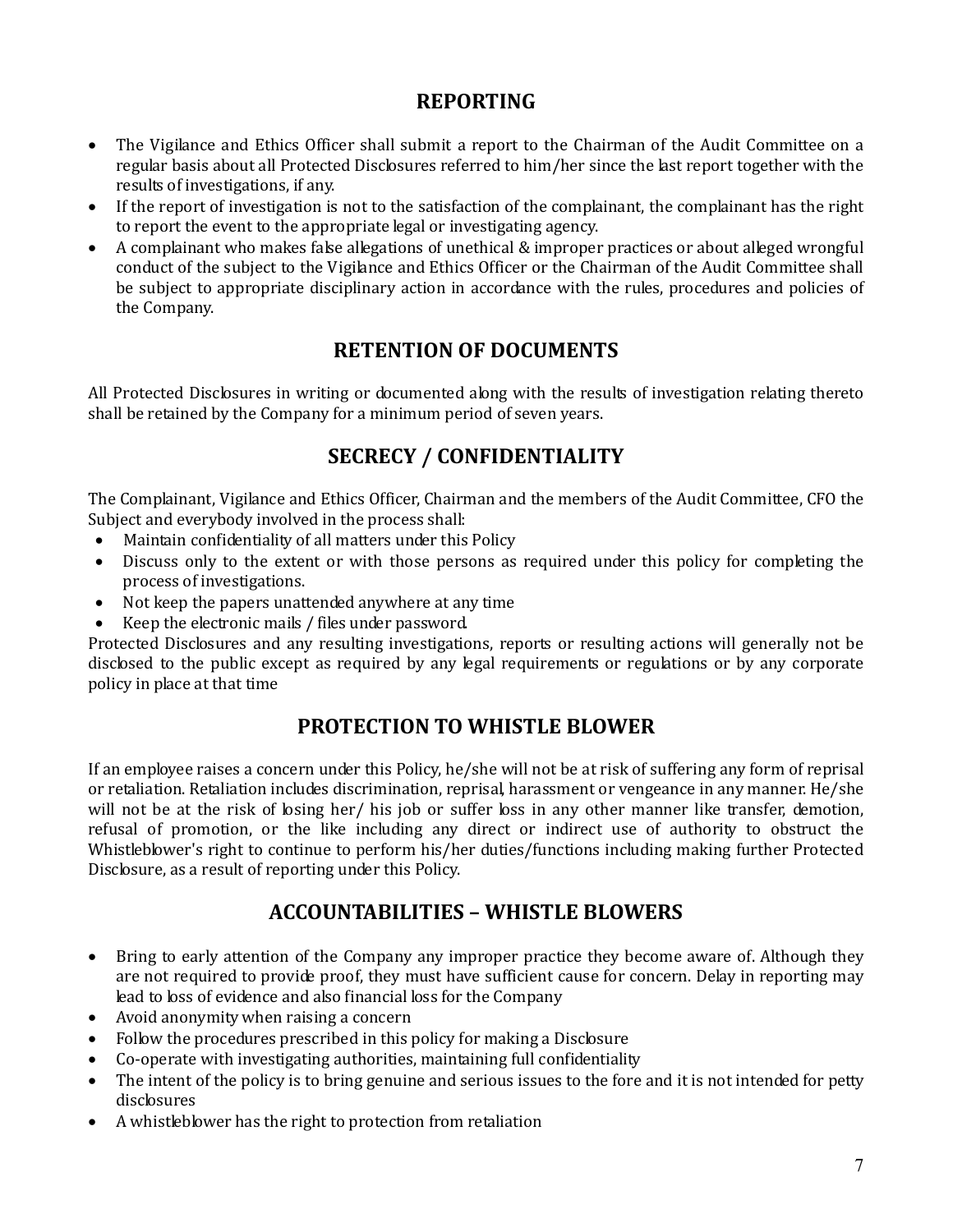## REPORTING

- The Vigilance and Ethics Officer shall submit a report to the Chairman of the Audit Committee on a regular basis about all Protected Disclosures referred to him/her since the last report together with the results of investigations, if any.
- If the report of investigation is not to the satisfaction of the complainant, the complainant has the right to report the event to the appropriate legal or investigating agency.
- A complainant who makes false allegations of unethical & improper practices or about alleged wrongful conduct of the subject to the Vigilance and Ethics Officer or the Chairman of the Audit Committee shall be subject to appropriate disciplinary action in accordance with the rules, procedures and policies of the Company.

## RETENTION OF DOCUMENTS

All Protected Disclosures in writing or documented along with the results of investigation relating thereto shall be retained by the Company for a minimum period of seven years.

## SECRECY / CONFIDENTIALITY

The Complainant, Vigilance and Ethics Officer, Chairman and the members of the Audit Committee, CFO the Subject and everybody involved in the process shall:

- Maintain confidentiality of all matters under this Policy
- Discuss only to the extent or with those persons as required under this policy for completing the process of investigations.
- Not keep the papers unattended anywhere at any time
- Keep the electronic mails / files under password.

Protected Disclosures and any resulting investigations, reports or resulting actions will generally not be disclosed to the public except as required by any legal requirements or regulations or by any corporate policy in place at that time

## PROTECTION TO WHISTLE BLOWER

If an employee raises a concern under this Policy, he/she will not be at risk of suffering any form of reprisal or retaliation. Retaliation includes discrimination, reprisal, harassment or vengeance in any manner. He/she will not be at the risk of losing her/ his job or suffer loss in any other manner like transfer, demotion, refusal of promotion, or the like including any direct or indirect use of authority to obstruct the Whistleblower's right to continue to perform his/her duties/functions including making further Protected Disclosure, as a result of reporting under this Policy.

## ACCOUNTABILITIES – WHISTLE BLOWERS

- Bring to early attention of the Company any improper practice they become aware of. Although they are not required to provide proof, they must have sufficient cause for concern. Delay in reporting may lead to loss of evidence and also financial loss for the Company
- Avoid anonymity when raising a concern
- Follow the procedures prescribed in this policy for making a Disclosure
- Co-operate with investigating authorities, maintaining full confidentiality
- The intent of the policy is to bring genuine and serious issues to the fore and it is not intended for petty disclosures
- A whistleblower has the right to protection from retaliation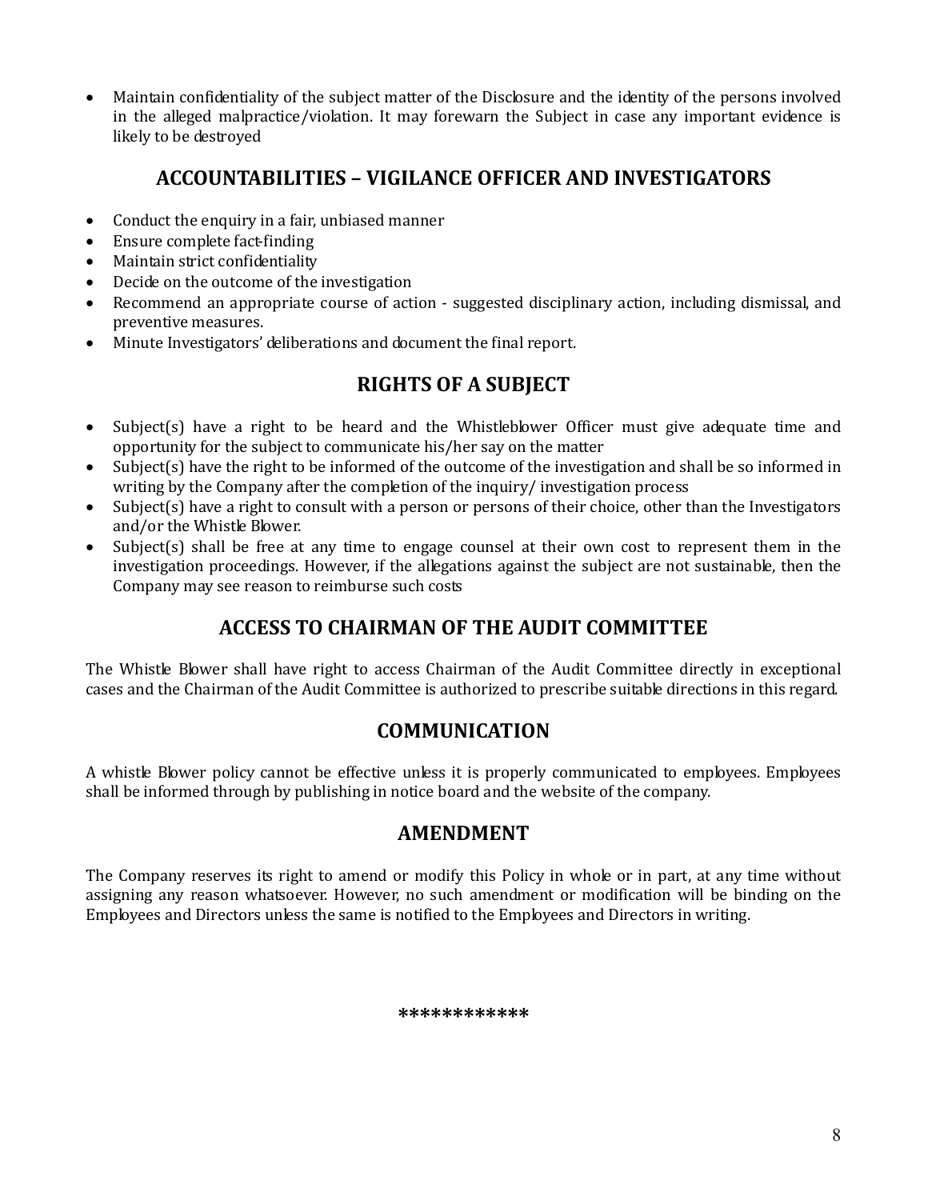- Maintain confidentiality of the subject matter of the Disclosure and the identity of the persons involved in the alleged malpractice/violation. It may forewarn the Subject in case any important evidence is likely to be destroyed

## ACCOUNTABILITIES – VIGILANCE OFFICER AND INVESTIGATORS

- Conduct the enquiry in a fair, unbiased manner
- Ensure complete fact-finding
- Maintain strict confidentiality
- Decide on the outcome of the investigation
- Recommend an appropriate course of action - suggested disciplinary action, including dismissal, and preventive measures.
- Minute Investigators' deliberations and document the final report.

## RIGHTS OF A SUBJECT

- Subject(s) have a right to be heard and the Whistleblower Officer must give adequate time and opportunity for the subject to communicate his/her say on the matter
- Subject(s) have the right to be informed of the outcome of the investigation and shall be so informed in writing by the Company after the completion of the inquiry/ investigation process
- Subject(s) have a right to consult with a person or persons of their choice, other than the Investigators and/or the Whistle Blower.
- Subject(s) shall be free at any time to engage counsel at their own cost to represent them in the investigation proceedings. However, if the allegations against the subject are not sustainable, then the Company may see reason to reimburse such costs

## ACCESS TO CHAIRMAN OF THE AUDIT COMMITTEE

The Whistle Blower shall have right to access Chairman of the Audit Committee directly in exceptional cases and the Chairman of the Audit Committee is authorized to prescribe suitable directions in this regard.

## COMMUNICATION

A whistle Blower policy cannot be effective unless it is properly communicated to employees. Employees shall be informed through by publishing in notice board and the website of the company.

## AMENDMENT

The Company reserves its right to amend or modify this Policy in whole or in part, at any time without assigning any reason whatsoever. However, no such amendment or modification will be binding on the Employees and Directors unless the same is notified to the Employees and Directors in writing.

************